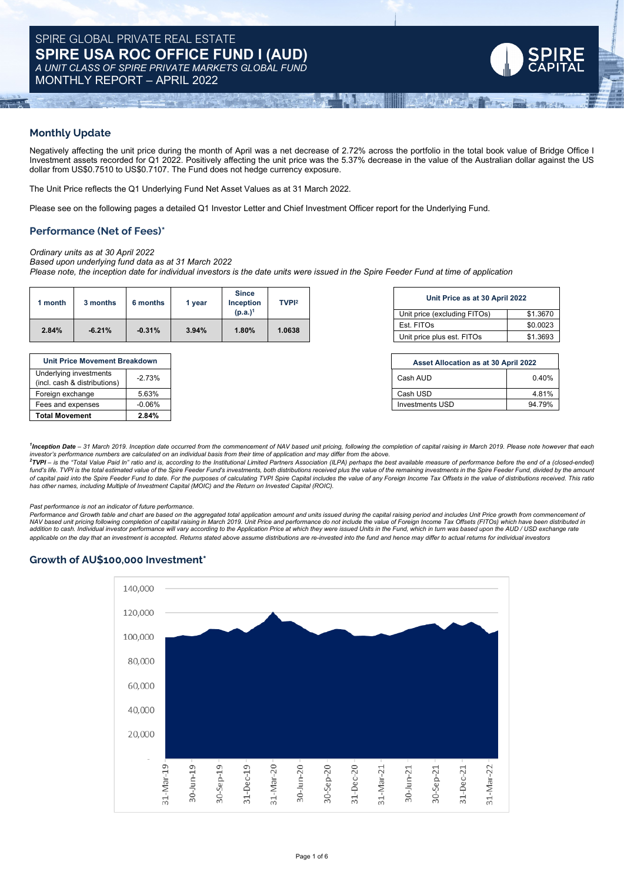# SPIRE GLOBAL PRIVATE REAL ESTATE

# SPIRE USA ROC OFFICE FUND I (AUD)

*A UNIT CLASS OF SPIRE PRIVATE MARKETS GLOBAL FUND*

MONTHLY REPORT – APRIL 2022

## Monthly Update

Negatively affecting the unit price during the month of April was a net decrease of 2.72% across the portfolio in the total book value of Bridge Office I Investment assets recorded for Q1 2022. Positively affecting the unit price was the 5.37% decrease in the value of the Australian dollar against the US dollar from US$0.7510 to US$0.7107. The Fund does not hedge currency exposure.

The Unit Price reflects the Q1 Underlying Fund Net Asset Values as at 31 March 2022.

Please see on the following pages a detailed Q1 Investor Letter and Chief Investment Officer report for the Underlying Fund.

## Performance (Net of Fees)*

*Ordinary units as at 30 April 2022*
*Based upon underlying fund data as at 31 March 2022*
*Please note, the inception date for individual investors is the date units were issued in the Spire Feeder Fund at time of application*

| 1 month | 3 months | 6 months | 1 year | Since Inception (p.a.)[1] | TVPI[2] |
|---|---|---|---|---|---|
| 2.84% | -6.21% | -0.31% | 3.94% | 1.80% | 1.0638 |

| Unit Price as at 30 April 2022 | |
|---|---|
| Unit price (excluding FITOs) | $1.3670 |
| Est. FITOs | $0.0023 |
| Unit price plus est. FITOs | $1.3693 |

| Unit Price Movement Breakdown | |
|---|---|
| Underlying investments (incl. cash & distributions) | -2.73% |
| Foreign exchange | 5.63% |
| Fees and expenses | -0.06% |
| **Total Movement** | **2.84%** |

| Asset Allocation as at 30 April 2022 | |
|---|---|
| Cash AUD | 0.40% |
| Cash USD | 4.81% |
| Investments USD | 94.79% |

*[1]**Inception Date** – 31 March 2019. Inception date occurred from the commencement of NAV based unit pricing, following the completion of capital raising in March 2019. Please note however that each investor's performance numbers are calculated on an individual basis from their time of application and may differ from the above.*
*[2]**TVPI** – is the "Total Value Paid In" ratio and is, according to the Institutional Limited Partners Association (ILPA) perhaps the best available measure of performance before the end of a (closed-ended) fund's life. TVPI is the total estimated value of the Spire Feeder Fund's investments, both distributions received plus the value of the remaining investments in the Spire Feeder Fund, divided by the amount of capital paid into the Spire Feeder Fund to date. For the purposes of calculating TVPI Spire Capital includes the value of any Foreign Income Tax Offsets in the value of distributions received. This ratio has other names, including Multiple of Investment Capital (MOIC) and the Return on Invested Capital (ROIC).*

*Past performance is not an indicator of future performance.*
*Performance and Growth table and chart are based on the aggregated total application amount and units issued during the capital raising period and includes Unit Price growth from commencement of NAV based unit pricing following completion of capital raising in March 2019. Unit Price and performance do not include the value of Foreign Income Tax Offsets (FITOs) which have been distributed in addition to cash. Individual investor performance will vary according to the Application Price at which they were issued Units in the Fund, which in turn was based upon the AUD / USD exchange rate applicable on the day that an investment is accepted. Returns stated above assume distributions are re-invested into the fund and hence may differ to actual returns for individual investors*

## Growth of AU$100,000 Investment*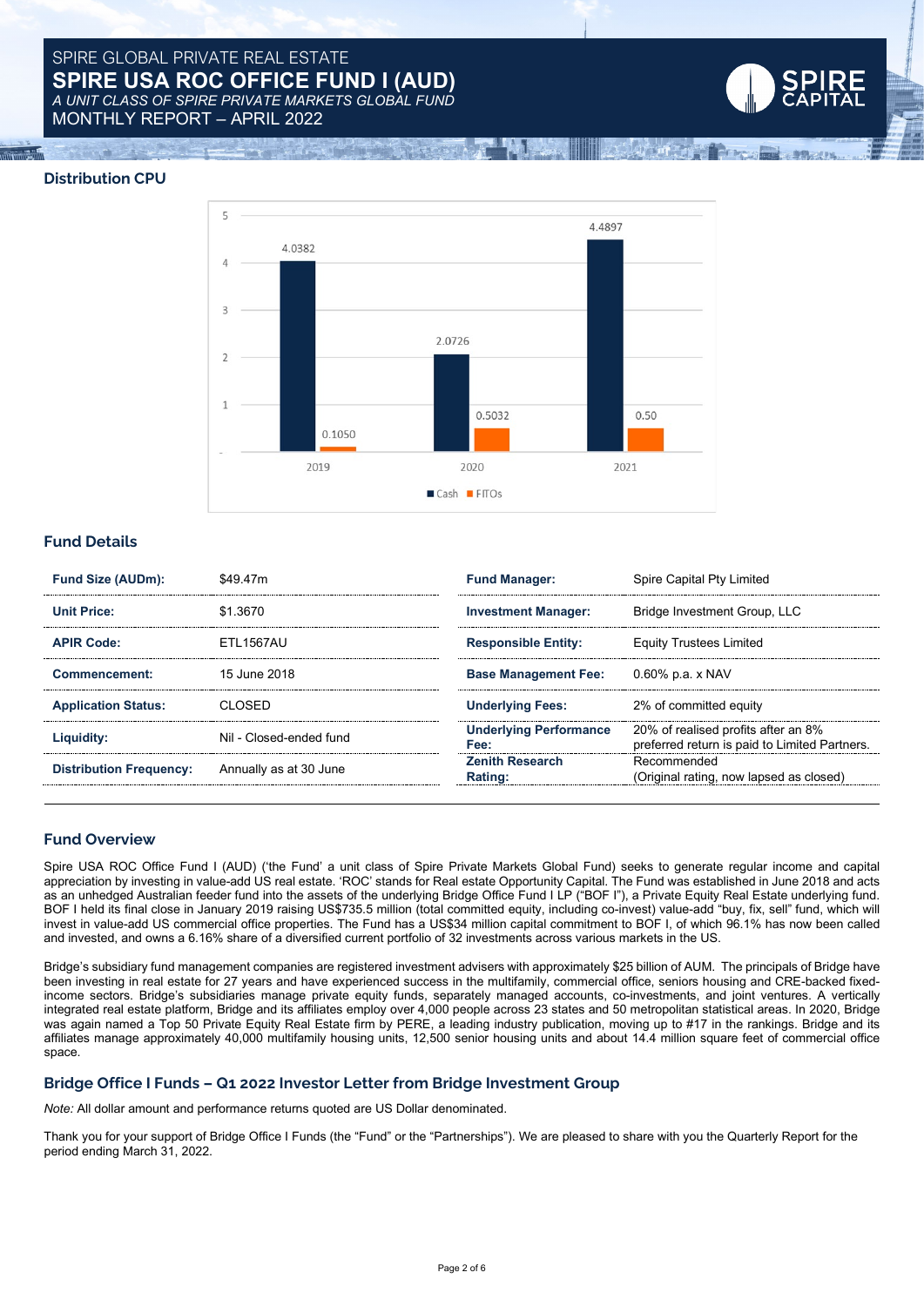# SPIRE GLOBAL PRIVATE REAL ESTATE
## SPIRE USA ROC OFFICE FUND I (AUD)
*A UNIT CLASS OF SPIRE PRIVATE MARKETS GLOBAL FUND*
MONTHLY REPORT – APRIL 2022

## Distribution CPU

| Year | Cash | FITOs |
|---|---|---|
| 2019 | 4.0382 | 0.1050 |
| 2020 | 2.0726 | 0.5032 |
| 2021 | 4.4897 | 0.50 |

## Fund Details

| | | | |
|---|---|---|---|
| **Fund Size (AUDm):** | $49.47m | **Fund Manager:** | Spire Capital Pty Limited |
| **Unit Price:** | $1.3670 | **Investment Manager:** | Bridge Investment Group, LLC |
| **APIR Code:** | ETL1567AU | **Responsible Entity:** | Equity Trustees Limited |
| **Commencement:** | 15 June 2018 | **Base Management Fee:** | 0.60% p.a. x NAV |
| **Application Status:** | CLOSED | **Underlying Fees:** | 2% of committed equity |
| **Liquidity:** | Nil - Closed-ended fund | **Underlying Performance Fee:** | 20% of realised profits after an 8% preferred return is paid to Limited Partners. |
| **Distribution Frequency:** | Annually as at 30 June | **Zenith Research Rating:** | Recommended (Original rating, now lapsed as closed) |

## Fund Overview

Spire USA ROC Office Fund I (AUD) ('the Fund' a unit class of Spire Private Markets Global Fund) seeks to generate regular income and capital appreciation by investing in value-add US real estate. 'ROC' stands for Real estate Opportunity Capital. The Fund was established in June 2018 and acts as an unhedged Australian feeder fund into the assets of the underlying Bridge Office Fund I LP ("BOF I"), a Private Equity Real Estate underlying fund. BOF I held its final close in January 2019 raising US$735.5 million (total committed equity, including co-invest) value-add "buy, fix, sell" fund, which will invest in value-add US commercial office properties. The Fund has a US$34 million capital commitment to BOF I, of which 96.1% has now been called and invested, and owns a 6.16% share of a diversified current portfolio of 32 investments across various markets in the US.

Bridge's subsidiary fund management companies are registered investment advisers with approximately $25 billion of AUM. The principals of Bridge have been investing in real estate for 27 years and have experienced success in the multifamily, commercial office, seniors housing and CRE-backed fixed-income sectors. Bridge's subsidiaries manage private equity funds, separately managed accounts, co-investments, and joint ventures. A vertically integrated real estate platform, Bridge and its affiliates employ over 4,000 people across 23 states and 50 metropolitan statistical areas. In 2020, Bridge was again named a Top 50 Private Equity Real Estate firm by PERE, a leading industry publication, moving up to #17 in the rankings. Bridge and its affiliates manage approximately 40,000 multifamily housing units, 12,500 senior housing units and about 14.4 million square feet of commercial office space.

## Bridge Office I Funds – Q1 2022 Investor Letter from Bridge Investment Group

*Note:* All dollar amount and performance returns quoted are US Dollar denominated.

Thank you for your support of Bridge Office I Funds (the "Fund" or the "Partnerships"). We are pleased to share with you the Quarterly Report for the period ending March 31, 2022.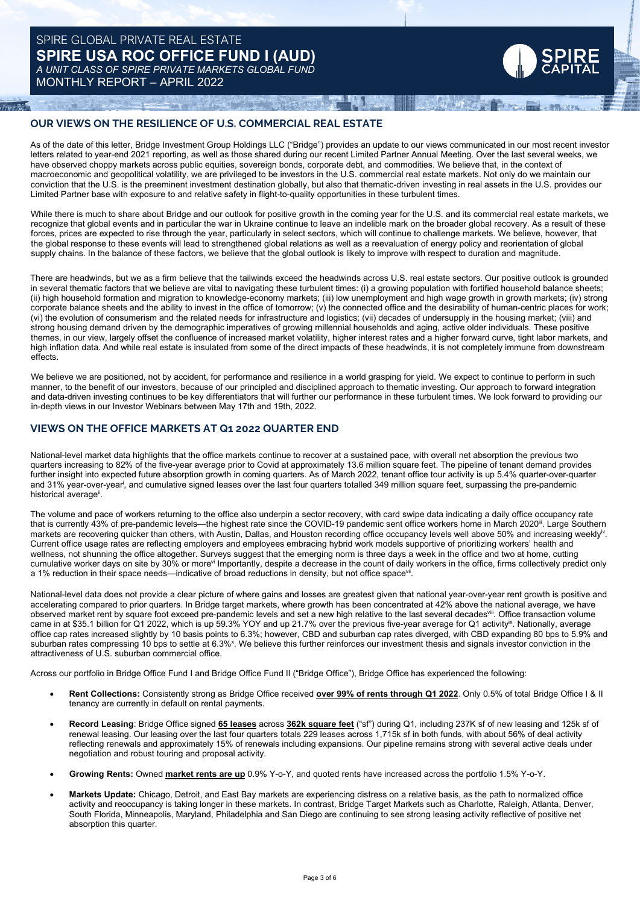SPIRE GLOBAL PRIVATE REAL ESTATE

# SPIRE USA ROC OFFICE FUND I (AUD)

*A UNIT CLASS OF SPIRE PRIVATE MARKETS GLOBAL FUND*

MONTHLY REPORT – APRIL 2022

## OUR VIEWS ON THE RESILIENCE OF U.S. COMMERCIAL REAL ESTATE

As of the date of this letter, Bridge Investment Group Holdings LLC ("Bridge") provides an update to our views communicated in our most recent investor letters related to year-end 2021 reporting, as well as those shared during our recent Limited Partner Annual Meeting. Over the last several weeks, we have observed choppy markets across public equities, sovereign bonds, corporate debt, and commodities. We believe that, in the context of macroeconomic and geopolitical volatility, we are privileged to be investors in the U.S. commercial real estate markets. Not only do we maintain our conviction that the U.S. is the preeminent investment destination globally, but also that thematic-driven investing in real assets in the U.S. provides our Limited Partner base with exposure to and relative safety in flight-to-quality opportunities in these turbulent times.

While there is much to share about Bridge and our outlook for positive growth in the coming year for the U.S. and its commercial real estate markets, we recognize that global events and in particular the war in Ukraine continue to leave an indelible mark on the broader global recovery. As a result of these forces, prices are expected to rise through the year, particularly in select sectors, which will continue to challenge markets. We believe, however, that the global response to these events will lead to strengthened global relations as well as a reevaluation of energy policy and reorientation of global supply chains. In the balance of these factors, we believe that the global outlook is likely to improve with respect to duration and magnitude.

There are headwinds, but we as a firm believe that the tailwinds exceed the headwinds across U.S. real estate sectors. Our positive outlook is grounded in several thematic factors that we believe are vital to navigating these turbulent times: (i) a growing population with fortified household balance sheets; (ii) high household formation and migration to knowledge-economy markets; (iii) low unemployment and high wage growth in growth markets; (iv) strong corporate balance sheets and the ability to invest in the office of tomorrow; (v) the connected office and the desirability of human-centric places for work; (vi) the evolution of consumerism and the related needs for infrastructure and logistics; (vii) decades of undersupply in the housing market; (viii) and strong housing demand driven by the demographic imperatives of growing millennial households and aging, active older individuals. These positive themes, in our view, largely offset the confluence of increased market volatility, higher interest rates and a higher forward curve, tight labor markets, and high inflation data. And while real estate is insulated from some of the direct impacts of these headwinds, it is not completely immune from downstream effects.

We believe we are positioned, not by accident, for performance and resilience in a world grasping for yield. We expect to continue to perform in such manner, to the benefit of our investors, because of our principled and disciplined approach to thematic investing. Our approach to forward integration and data-driven investing continues to be key differentiators that will further our performance in these turbulent times. We look forward to providing our in-depth views in our Investor Webinars between May 17th and 19th, 2022.

## VIEWS ON THE OFFICE MARKETS AT Q1 2022 QUARTER END

National-level market data highlights that the office markets continue to recover at a sustained pace, with overall net absorption the previous two quarters increasing to 82% of the five-year average prior to Covid at approximately 13.6 million square feet. The pipeline of tenant demand provides further insight into expected future absorption growth in coming quarters. As of March 2022, tenant office tour activity is up 5.4% quarter-over-quarter and 31% year-over-year[i], and cumulative signed leases over the last four quarters totalled 349 million square feet, surpassing the pre-pandemic historical average[ii].

The volume and pace of workers returning to the office also underpin a sector recovery, with card swipe data indicating a daily office occupancy rate that is currently 43% of pre-pandemic levels—the highest rate since the COVID-19 pandemic sent office workers home in March 2020[iii]. Large Southern markets are recovering quicker than others, with Austin, Dallas, and Houston recording office occupancy levels well above 50% and increasing weekly[iv]. Current office usage rates are reflecting employers and employees embracing hybrid work models supportive of prioritizing workers' health and wellness, not shunning the office altogether. Surveys suggest that the emerging norm is three days a week in the office and two at home, cutting cumulative worker days on site by 30% or more[vi] Importantly, despite a decrease in the count of daily workers in the office, firms collectively predict only a 1% reduction in their space needs—indicative of broad reductions in density, but not office space[vii].

National-level data does not provide a clear picture of where gains and losses are greatest given that national year-over-year rent growth is positive and accelerating compared to prior quarters. In Bridge target markets, where growth has been concentrated at 42% above the national average, we have observed market rent by square foot exceed pre-pandemic levels and set a new high relative to the last several decades[viii]. Office transaction volume came in at $35.1 billion for Q1 2022, which is up 59.3% YOY and up 21.7% over the previous five-year average for Q1 activity[ix]. Nationally, average office cap rates increased slightly by 10 basis points to 6.3%; however, CBD and suburban cap rates diverged, with CBD expanding 80 bps to 5.9% and suburban rates compressing 10 bps to settle at 6.3%[x]. We believe this further reinforces our investment thesis and signals investor conviction in the attractiveness of U.S. suburban commercial office.

Across our portfolio in Bridge Office Fund I and Bridge Office Fund II ("Bridge Office"), Bridge Office has experienced the following:

- **Rent Collections:** Consistently strong as Bridge Office received **over 99% of rents through Q1 2022**. Only 0.5% of total Bridge Office I & II tenancy are currently in default on rental payments.
- **Record Leasing**: Bridge Office signed **65 leases** across **362k square feet** ("sf") during Q1, including 237K sf of new leasing and 125k sf of renewal leasing. Our leasing over the last four quarters totals 229 leases across 1,715k sf in both funds, with about 56% of deal activity reflecting renewals and approximately 15% of renewals including expansions. Our pipeline remains strong with several active deals under negotiation and robust touring and proposal activity.
- **Growing Rents:** Owned **market rents are up** 0.9% Y-o-Y, and quoted rents have increased across the portfolio 1.5% Y-o-Y.
- **Markets Update:** Chicago, Detroit, and East Bay markets are experiencing distress on a relative basis, as the path to normalized office activity and reoccupancy is taking longer in these markets. In contrast, Bridge Target Markets such as Charlotte, Raleigh, Atlanta, Denver, South Florida, Minneapolis, Maryland, Philadelphia and San Diego are continuing to see strong leasing activity reflective of positive net absorption this quarter.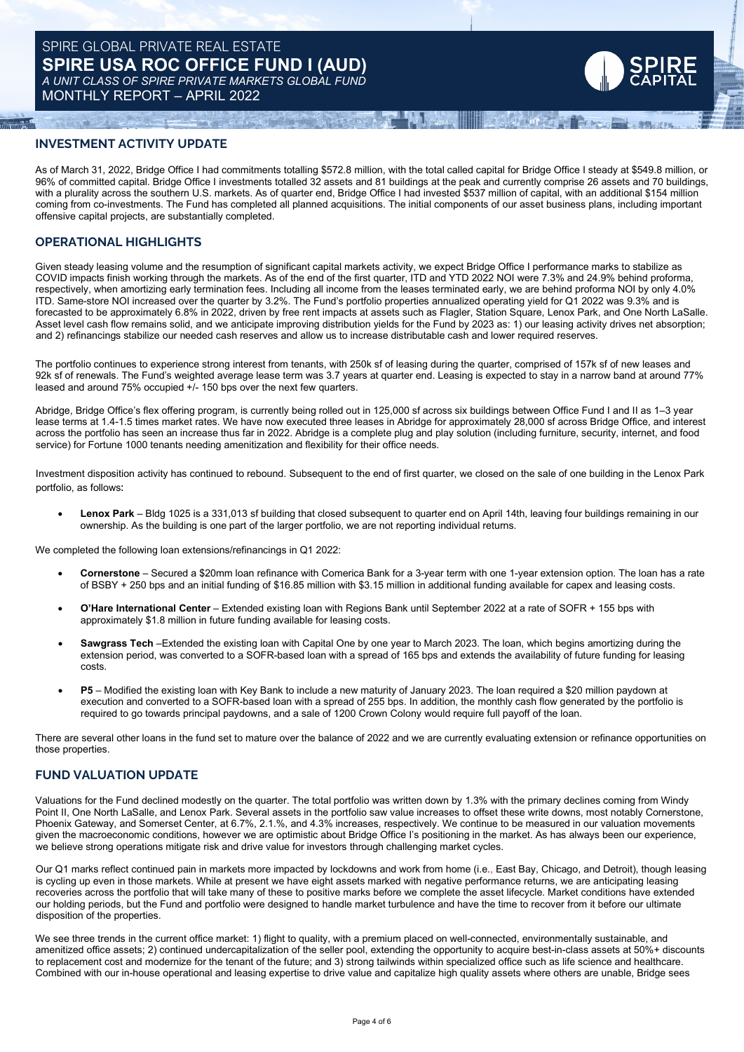# SPIRE GLOBAL PRIVATE REAL ESTATE
# SPIRE USA ROC OFFICE FUND I (AUD)
*A UNIT CLASS OF SPIRE PRIVATE MARKETS GLOBAL FUND*
MONTHLY REPORT – APRIL 2022

## INVESTMENT ACTIVITY UPDATE

As of March 31, 2022, Bridge Office I had commitments totalling $572.8 million, with the total called capital for Bridge Office I steady at $549.8 million, or 96% of committed capital. Bridge Office I investments totalled 32 assets and 81 buildings at the peak and currently comprise 26 assets and 70 buildings, with a plurality across the southern U.S. markets. As of quarter end, Bridge Office I had invested $537 million of capital, with an additional $154 million coming from co-investments. The Fund has completed all planned acquisitions. The initial components of our asset business plans, including important offensive capital projects, are substantially completed.

## OPERATIONAL HIGHLIGHTS

Given steady leasing volume and the resumption of significant capital markets activity, we expect Bridge Office I performance marks to stabilize as COVID impacts finish working through the markets. As of the end of the first quarter, ITD and YTD 2022 NOI were 7.3% and 24.9% behind proforma, respectively, when amortizing early termination fees. Including all income from the leases terminated early, we are behind proforma NOI by only 4.0% ITD. Same-store NOI increased over the quarter by 3.2%. The Fund's portfolio properties annualized operating yield for Q1 2022 was 9.3% and is forecasted to be approximately 6.8% in 2022, driven by free rent impacts at assets such as Flagler, Station Square, Lenox Park, and One North LaSalle. Asset level cash flow remains solid, and we anticipate improving distribution yields for the Fund by 2023 as: 1) our leasing activity drives net absorption; and 2) refinancings stabilize our needed cash reserves and allow us to increase distributable cash and lower required reserves.

The portfolio continues to experience strong interest from tenants, with 250k sf of leasing during the quarter, comprised of 157k sf of new leases and 92k sf of renewals. The Fund's weighted average lease term was 3.7 years at quarter end. Leasing is expected to stay in a narrow band at around 77% leased and around 75% occupied +/- 150 bps over the next few quarters.

Abridge, Bridge Office's flex offering program, is currently being rolled out in 125,000 sf across six buildings between Office Fund I and II as 1–3 year lease terms at 1.4-1.5 times market rates. We have now executed three leases in Abridge for approximately 28,000 sf across Bridge Office, and interest across the portfolio has seen an increase thus far in 2022. Abridge is a complete plug and play solution (including furniture, security, internet, and food service) for Fortune 1000 tenants needing amenitization and flexibility for their office needs.

Investment disposition activity has continued to rebound. Subsequent to the end of first quarter, we closed on the sale of one building in the Lenox Park portfolio, as follows:

- **Lenox Park** – Bldg 1025 is a 331,013 sf building that closed subsequent to quarter end on April 14th, leaving four buildings remaining in our ownership. As the building is one part of the larger portfolio, we are not reporting individual returns.

We completed the following loan extensions/refinancings in Q1 2022:

- **Cornerstone** – Secured a $20mm loan refinance with Comerica Bank for a 3-year term with one 1-year extension option. The loan has a rate of BSBY + 250 bps and an initial funding of $16.85 million with $3.15 million in additional funding available for capex and leasing costs.
- **O'Hare International Center** – Extended existing loan with Regions Bank until September 2022 at a rate of SOFR + 155 bps with approximately $1.8 million in future funding available for leasing costs.
- **Sawgrass Tech** –Extended the existing loan with Capital One by one year to March 2023. The loan, which begins amortizing during the extension period, was converted to a SOFR-based loan with a spread of 165 bps and extends the availability of future funding for leasing costs.
- **P5** – Modified the existing loan with Key Bank to include a new maturity of January 2023. The loan required a $20 million paydown at execution and converted to a SOFR-based loan with a spread of 255 bps. In addition, the monthly cash flow generated by the portfolio is required to go towards principal paydowns, and a sale of 1200 Crown Colony would require full payoff of the loan.

There are several other loans in the fund set to mature over the balance of 2022 and we are currently evaluating extension or refinance opportunities on those properties.

## FUND VALUATION UPDATE

Valuations for the Fund declined modestly on the quarter. The total portfolio was written down by 1.3% with the primary declines coming from Windy Point II, One North LaSalle, and Lenox Park. Several assets in the portfolio saw value increases to offset these write downs, most notably Cornerstone, Phoenix Gateway, and Somerset Center, at 6.7%, 2.1.%, and 4.3% increases, respectively. We continue to be measured in our valuation movements given the macroeconomic conditions, however we are optimistic about Bridge Office I's positioning in the market. As has always been our experience, we believe strong operations mitigate risk and drive value for investors through challenging market cycles.

Our Q1 marks reflect continued pain in markets more impacted by lockdowns and work from home (i.e., East Bay, Chicago, and Detroit), though leasing is cycling up even in those markets. While at present we have eight assets marked with negative performance returns, we are anticipating leasing recoveries across the portfolio that will take many of these to positive marks before we complete the asset lifecycle. Market conditions have extended our holding periods, but the Fund and portfolio were designed to handle market turbulence and have the time to recover from it before our ultimate disposition of the properties.

We see three trends in the current office market: 1) flight to quality, with a premium placed on well-connected, environmentally sustainable, and amenitized office assets; 2) continued undercapitalization of the seller pool, extending the opportunity to acquire best-in-class assets at 50%+ discounts to replacement cost and modernize for the tenant of the future; and 3) strong tailwinds within specialized office such as life science and healthcare. Combined with our in-house operational and leasing expertise to drive value and capitalize high quality assets where others are unable, Bridge sees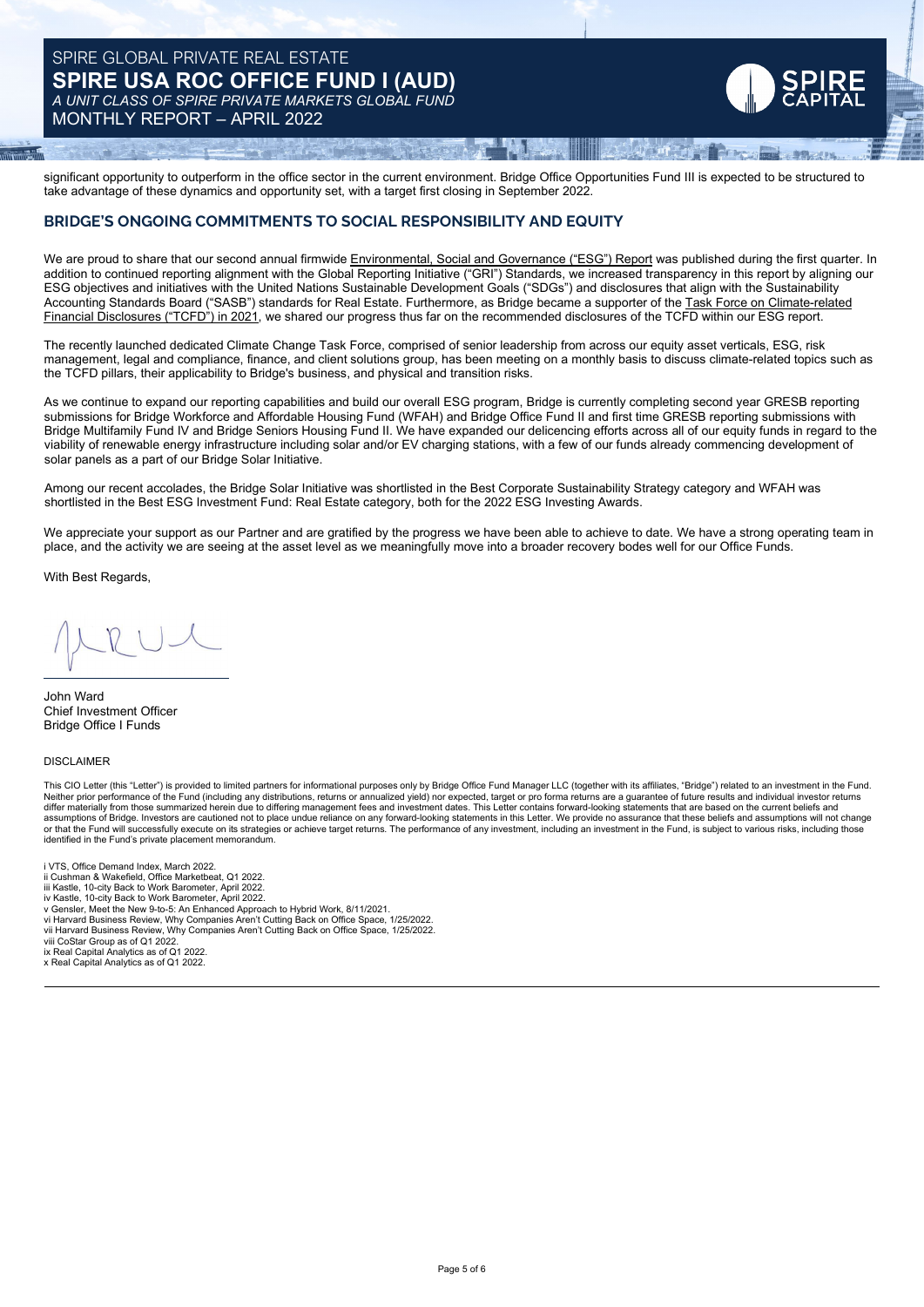significant opportunity to outperform in the office sector in the current environment. Bridge Office Opportunities Fund III is expected to be structured to take advantage of these dynamics and opportunity set, with a target first closing in September 2022.

## BRIDGE'S ONGOING COMMITMENTS TO SOCIAL RESPONSIBILITY AND EQUITY

We are proud to share that our second annual firmwide Environmental, Social and Governance ("ESG") Report was published during the first quarter. In addition to continued reporting alignment with the Global Reporting Initiative ("GRI") Standards, we increased transparency in this report by aligning our ESG objectives and initiatives with the United Nations Sustainable Development Goals ("SDGs") and disclosures that align with the Sustainability Accounting Standards Board ("SASB") standards for Real Estate. Furthermore, as Bridge became a supporter of the Task Force on Climate-related Financial Disclosures ("TCFD") in 2021, we shared our progress thus far on the recommended disclosures of the TCFD within our ESG report.

The recently launched dedicated Climate Change Task Force, comprised of senior leadership from across our equity asset verticals, ESG, risk management, legal and compliance, finance, and client solutions group, has been meeting on a monthly basis to discuss climate-related topics such as the TCFD pillars, their applicability to Bridge's business, and physical and transition risks.

As we continue to expand our reporting capabilities and build our overall ESG program, Bridge is currently completing second year GRESB reporting submissions for Bridge Workforce and Affordable Housing Fund (WFAH) and Bridge Office Fund II and first time GRESB reporting submissions with Bridge Multifamily Fund IV and Bridge Seniors Housing Fund II. We have expanded our delicencing efforts across all of our equity funds in regard to the viability of renewable energy infrastructure including solar and/or EV charging stations, with a few of our funds already commencing development of solar panels as a part of our Bridge Solar Initiative.

Among our recent accolades, the Bridge Solar Initiative was shortlisted in the Best Corporate Sustainability Strategy category and WFAH was shortlisted in the Best ESG Investment Fund: Real Estate category, both for the 2022 ESG Investing Awards.

We appreciate your support as our Partner and are gratified by the progress we have been able to achieve to date. We have a strong operating team in place, and the activity we are seeing at the asset level as we meaningfully move into a broader recovery bodes well for our Office Funds.

With Best Regards,

John Ward
Chief Investment Officer
Bridge Office I Funds

DISCLAIMER

This CIO Letter (this "Letter") is provided to limited partners for informational purposes only by Bridge Office Fund Manager LLC (together with its affiliates, "Bridge") related to an investment in the Fund. Neither prior performance of the Fund (including any distributions, returns or annualized yield) nor expected, target or pro forma returns are a guarantee of future results and individual investor returns differ materially from those summarized herein due to differing management fees and investment dates. This Letter contains forward-looking statements that are based on the current beliefs and assumptions of Bridge. Investors are cautioned not to place undue reliance on any forward-looking statements in this Letter. We provide no assurance that these beliefs and assumptions will not change or that the Fund will successfully execute on its strategies or achieve target returns. The performance of any investment, including an investment in the Fund, is subject to various risks, including those identified in the Fund's private placement memorandum.

i VTS, Office Demand Index, March 2022.
ii Cushman & Wakefield, Office Marketbeat, Q1 2022.
iii Kastle, 10-city Back to Work Barometer, April 2022.
iv Kastle, 10-city Back to Work Barometer, April 2022.
v Gensler, Meet the New 9-to-5: An Enhanced Approach to Hybrid Work, 8/11/2021.
vi Harvard Business Review, Why Companies Aren't Cutting Back on Office Space, 1/25/2022.
vii Harvard Business Review, Why Companies Aren't Cutting Back on Office Space, 1/25/2022.
viii CoStar Group as of Q1 2022.
ix Real Capital Analytics as of Q1 2022.
x Real Capital Analytics as of Q1 2022.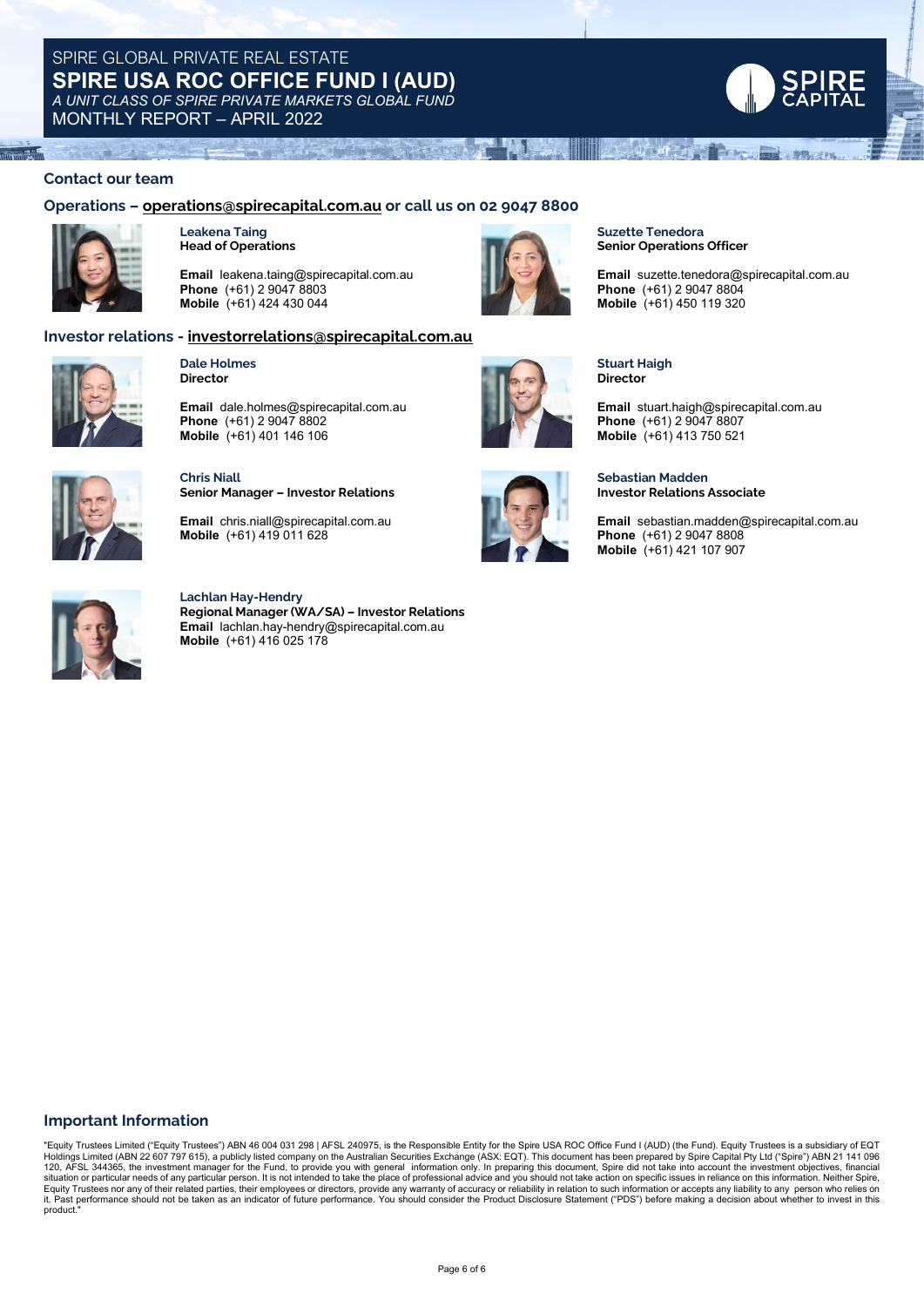SPIRE GLOBAL PRIVATE REAL ESTATE

# SPIRE USA ROC OFFICE FUND I (AUD)

*A UNIT CLASS OF SPIRE PRIVATE MARKETS GLOBAL FUND*

MONTHLY REPORT – APRIL 2022

## Contact our team

### Operations – operations@spirecapital.com.au or call us on 02 9047 8800

**Leakena Taing**
**Head of Operations**

**Email** leakena.taing@spirecapital.com.au
**Phone** (+61) 2 9047 8803
**Mobile** (+61) 424 430 044

**Suzette Tenedora**
**Senior Operations Officer**

**Email** suzette.tenedora@spirecapital.com.au
**Phone** (+61) 2 9047 8804
**Mobile** (+61) 450 119 320

### Investor relations - investorrelations@spirecapital.com.au

**Dale Holmes**
**Director**

**Email** dale.holmes@spirecapital.com.au
**Phone** (+61) 2 9047 8802
**Mobile** (+61) 401 146 106

**Stuart Haigh**
**Director**

**Email** stuart.haigh@spirecapital.com.au
**Phone** (+61) 2 9047 8807
**Mobile** (+61) 413 750 521

**Chris Niall**
**Senior Manager – Investor Relations**

**Email** chris.niall@spirecapital.com.au
**Mobile** (+61) 419 011 628

**Sebastian Madden**
**Investor Relations Associate**

**Email** sebastian.madden@spirecapital.com.au
**Phone** (+61) 2 9047 8808
**Mobile** (+61) 421 107 907

**Lachlan Hay-Hendry**
**Regional Manager (WA/SA) – Investor Relations**
**Email** lachlan.hay-hendry@spirecapital.com.au
**Mobile** (+61) 416 025 178

## Important Information

"Equity Trustees Limited ("Equity Trustees") ABN 46 004 031 298 | AFSL 240975, is the Responsible Entity for the Spire USA ROC Office Fund I (AUD) (the Fund). Equity Trustees is a subsidiary of EQT Holdings Limited (ABN 22 607 797 615), a publicly listed company on the Australian Securities Exchange (ASX: EQT). This document has been prepared by Spire Capital Pty Ltd ("Spire") ABN 21 141 096 120, AFSL 344365, the investment manager for the Fund, to provide you with general information only. In preparing this document, Spire did not take into account the investment objectives, financial situation or particular needs of any particular person. It is not intended to take the place of professional advice and you should not take action on specific issues in reliance on this information. Neither Spire, Equity Trustees nor any of their related parties, their employees or directors, provide any warranty of accuracy or reliability in relation to such information or accepts any liability to any person who relies on it. Past performance should not be taken as an indicator of future performance. You should consider the Product Disclosure Statement ("PDS") before making a decision about whether to invest in this product."